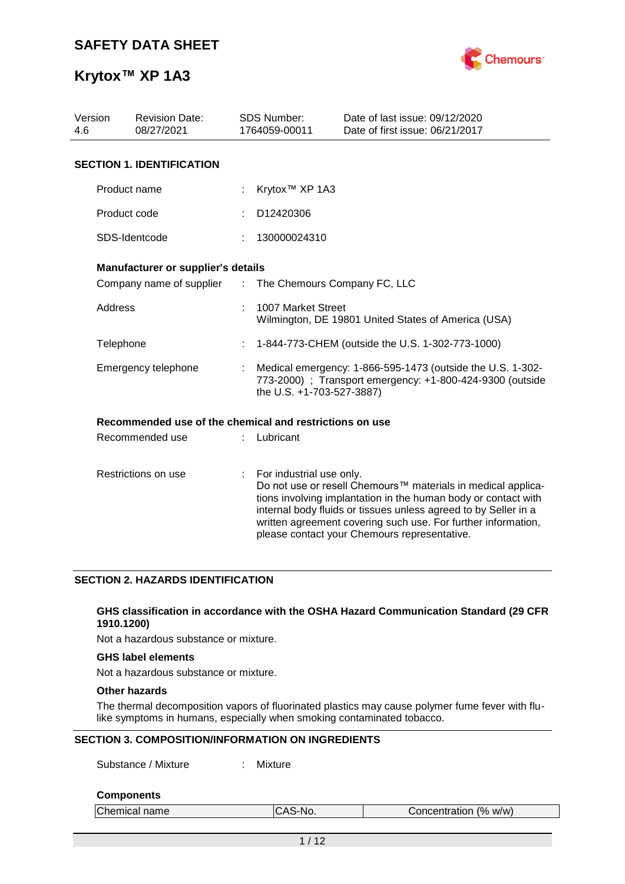# SAFETY DATA SHEET

# Krytox™ XP 1A3

| Version | Revision Date: | SDS Number: | Date of last issue: 09/12/2020 |
|---|---|---|---|
| 4.6 | 08/27/2021 | 1764059-00011 | Date of first issue: 06/21/2017 |

## SECTION 1. IDENTIFICATION

Product name : Krytox™ XP 1A3

Product code : D12420306

SDS-Identcode : 130000024310

**Manufacturer or supplier's details**

Company name of supplier : The Chemours Company FC, LLC

Address : 1007 Market Street
Wilmington, DE 19801 United States of America (USA)

Telephone : 1-844-773-CHEM (outside the U.S. 1-302-773-1000)

Emergency telephone : Medical emergency: 1-866-595-1473 (outside the U.S. 1-302-773-2000) ; Transport emergency: +1-800-424-9300 (outside the U.S. +1-703-527-3887)

**Recommended use of the chemical and restrictions on use**

Recommended use : Lubricant

Restrictions on use : For industrial use only.
Do not use or resell Chemours™ materials in medical applications involving implantation in the human body or contact with internal body fluids or tissues unless agreed to by Seller in a written agreement covering such use. For further information, please contact your Chemours representative.

## SECTION 2. HAZARDS IDENTIFICATION

**GHS classification in accordance with the OSHA Hazard Communication Standard (29 CFR 1910.1200)**

Not a hazardous substance or mixture.

**GHS label elements**

Not a hazardous substance or mixture.

**Other hazards**

The thermal decomposition vapors of fluorinated plastics may cause polymer fume fever with flu-like symptoms in humans, especially when smoking contaminated tobacco.

## SECTION 3. COMPOSITION/INFORMATION ON INGREDIENTS

Substance / Mixture : Mixture

**Components**

| Chemical name | CAS-No. | Concentration (% w/w) |
|---|---|---|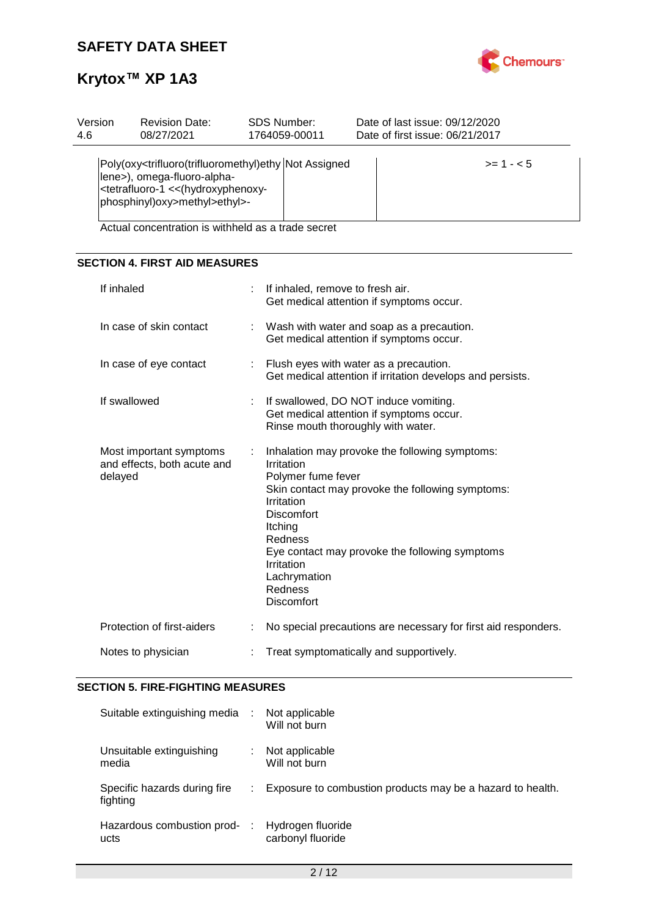| Version 4.6 | Revision Date: 08/27/2021 | SDS Number: 1764059-00011 | Date of last issue: 09/12/2020 Date of first issue: 06/21/2017 |
|---|---|---|---|

| | | |
|---|---|---|
| Poly(oxy<trifluoro(trifluoromethyl)ethylene>), omega-fluoro-alpha-<tetrafluoro-1 <<(hydroxyphenoxy-phosphinyl)oxy>methyl>ethyl>- | Not Assigned | >= 1 - < 5 |

Actual concentration is withheld as a trade secret

## SECTION 4. FIRST AID MEASURES

| | |
|---|---|
| If inhaled | : If inhaled, remove to fresh air. Get medical attention if symptoms occur. |
| In case of skin contact | : Wash with water and soap as a precaution. Get medical attention if symptoms occur. |
| In case of eye contact | : Flush eyes with water as a precaution. Get medical attention if irritation develops and persists. |
| If swallowed | : If swallowed, DO NOT induce vomiting. Get medical attention if symptoms occur. Rinse mouth thoroughly with water. |
| Most important symptoms and effects, both acute and delayed | : Inhalation may provoke the following symptoms: Irritation Polymer fume fever Skin contact may provoke the following symptoms: Irritation Discomfort Itching Redness Eye contact may provoke the following symptoms Irritation Lachrymation Redness Discomfort |
| Protection of first-aiders | : No special precautions are necessary for first aid responders. |
| Notes to physician | : Treat symptomatically and supportively. |

## SECTION 5. FIRE-FIGHTING MEASURES

| | |
|---|---|
| Suitable extinguishing media | : Not applicable Will not burn |
| Unsuitable extinguishing media | : Not applicable Will not burn |
| Specific hazards during fire fighting | : Exposure to combustion products may be a hazard to health. |
| Hazardous combustion products | : Hydrogen fluoride carbonyl fluoride |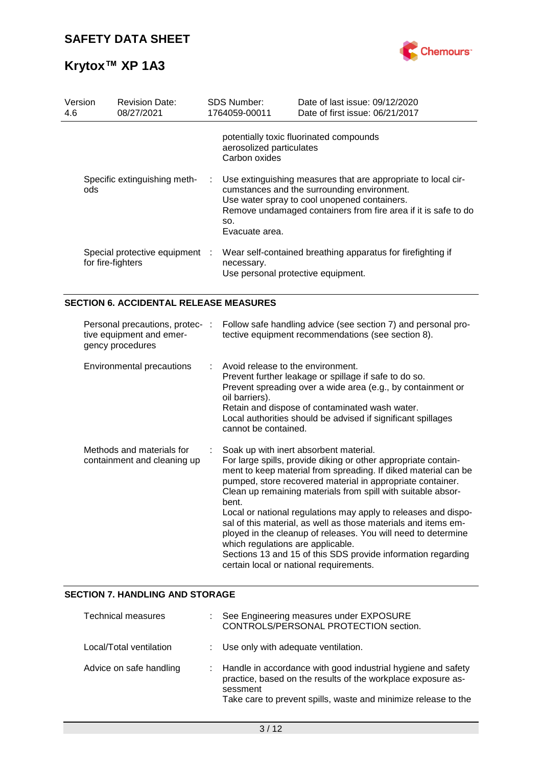| | | | | |
|---|---|---|---|---|
| Version 4.6 | Revision Date: 08/27/2021 | SDS Number: 1764059-00011 | Date of last issue: 09/12/2020 | Date of first issue: 06/21/2017 |

| | | |
|---|---|---|
| | | potentially toxic fluorinated compounds<br>aerosolized particulates<br>Carbon oxides |
| Specific extinguishing methods | : | Use extinguishing measures that are appropriate to local circumstances and the surrounding environment.<br>Use water spray to cool unopened containers.<br>Remove undamaged containers from fire area if it is safe to do so.<br>Evacuate area. |
| Special protective equipment for fire-fighters | : | Wear self-contained breathing apparatus for firefighting if necessary.<br>Use personal protective equipment. |

## SECTION 6. ACCIDENTAL RELEASE MEASURES

| | | |
|---|---|---|
| Personal precautions, protective equipment and emergency procedures | : | Follow safe handling advice (see section 7) and personal protective equipment recommendations (see section 8). |
| Environmental precautions | : | Avoid release to the environment.<br>Prevent further leakage or spillage if safe to do so.<br>Prevent spreading over a wide area (e.g., by containment or oil barriers).<br>Retain and dispose of contaminated wash water.<br>Local authorities should be advised if significant spillages cannot be contained. |
| Methods and materials for containment and cleaning up | : | Soak up with inert absorbent material.<br>For large spills, provide diking or other appropriate containment to keep material from spreading. If diked material can be pumped, store recovered material in appropriate container.<br>Clean up remaining materials from spill with suitable absorbent.<br>Local or national regulations may apply to releases and disposal of this material, as well as those materials and items employed in the cleanup of releases. You will need to determine which regulations are applicable.<br>Sections 13 and 15 of this SDS provide information regarding certain local or national requirements. |

## SECTION 7. HANDLING AND STORAGE

| | | |
|---|---|---|
| Technical measures | : | See Engineering measures under EXPOSURE CONTROLS/PERSONAL PROTECTION section. |
| Local/Total ventilation | : | Use only with adequate ventilation. |
| Advice on safe handling | : | Handle in accordance with good industrial hygiene and safety practice, based on the results of the workplace exposure assessment<br>Take care to prevent spills, waste and minimize release to the |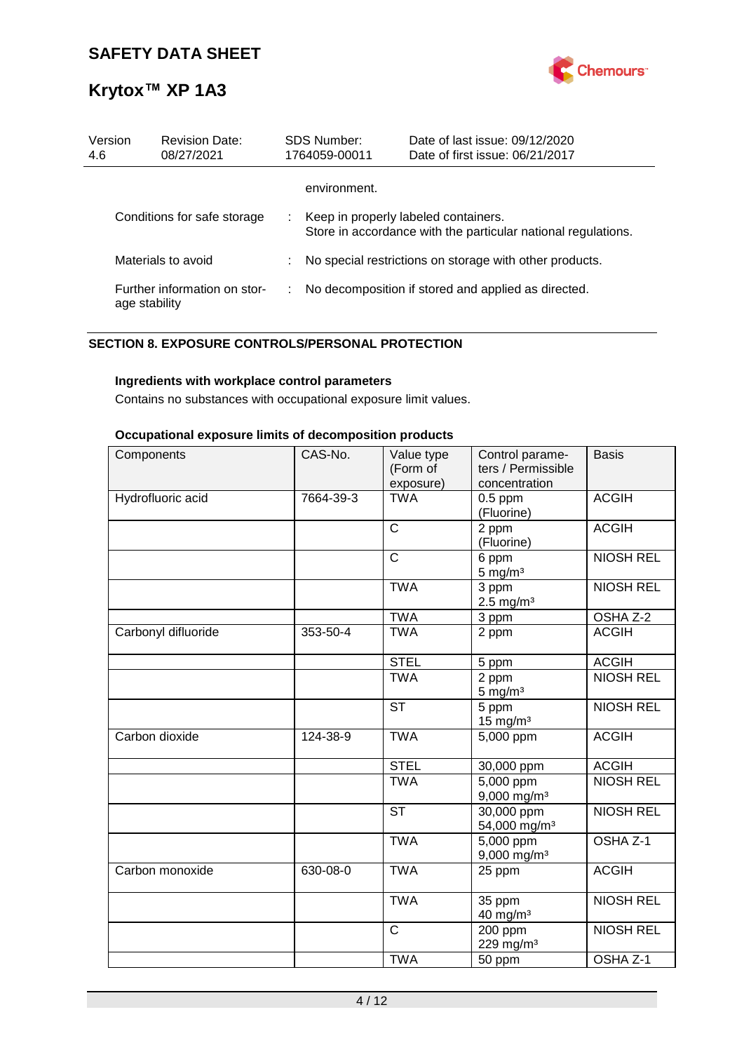environment.

| | | |
|---|---|---|
| Conditions for safe storage | : | Keep in properly labeled containers. Store in accordance with the particular national regulations. |
| Materials to avoid | : | No special restrictions on storage with other products. |
| Further information on storage stability | : | No decomposition if stored and applied as directed. |

## SECTION 8. EXPOSURE CONTROLS/PERSONAL PROTECTION

**Ingredients with workplace control parameters**

Contains no substances with occupational exposure limit values.

**Occupational exposure limits of decomposition products**

| Components | CAS-No. | Value type (Form of exposure) | Control parameters / Permissible concentration | Basis |
|---|---|---|---|---|
| Hydrofluoric acid | 7664-39-3 | TWA | 0.5 ppm (Fluorine) | ACGIH |
| | | C | 2 ppm (Fluorine) | ACGIH |
| | | C | 6 ppm 5 mg/m³ | NIOSH REL |
| | | TWA | 3 ppm 2.5 mg/m³ | NIOSH REL |
| | | TWA | 3 ppm | OSHA Z-2 |
| Carbonyl difluoride | 353-50-4 | TWA | 2 ppm | ACGIH |
| | | STEL | 5 ppm | ACGIH |
| | | TWA | 2 ppm 5 mg/m³ | NIOSH REL |
| | | ST | 5 ppm 15 mg/m³ | NIOSH REL |
| Carbon dioxide | 124-38-9 | TWA | 5,000 ppm | ACGIH |
| | | STEL | 30,000 ppm | ACGIH |
| | | TWA | 5,000 ppm 9,000 mg/m³ | NIOSH REL |
| | | ST | 30,000 ppm 54,000 mg/m³ | NIOSH REL |
| | | TWA | 5,000 ppm 9,000 mg/m³ | OSHA Z-1 |
| Carbon monoxide | 630-08-0 | TWA | 25 ppm | ACGIH |
| | | TWA | 35 ppm 40 mg/m³ | NIOSH REL |
| | | C | 200 ppm 229 mg/m³ | NIOSH REL |
| | | TWA | 50 ppm | OSHA Z-1 |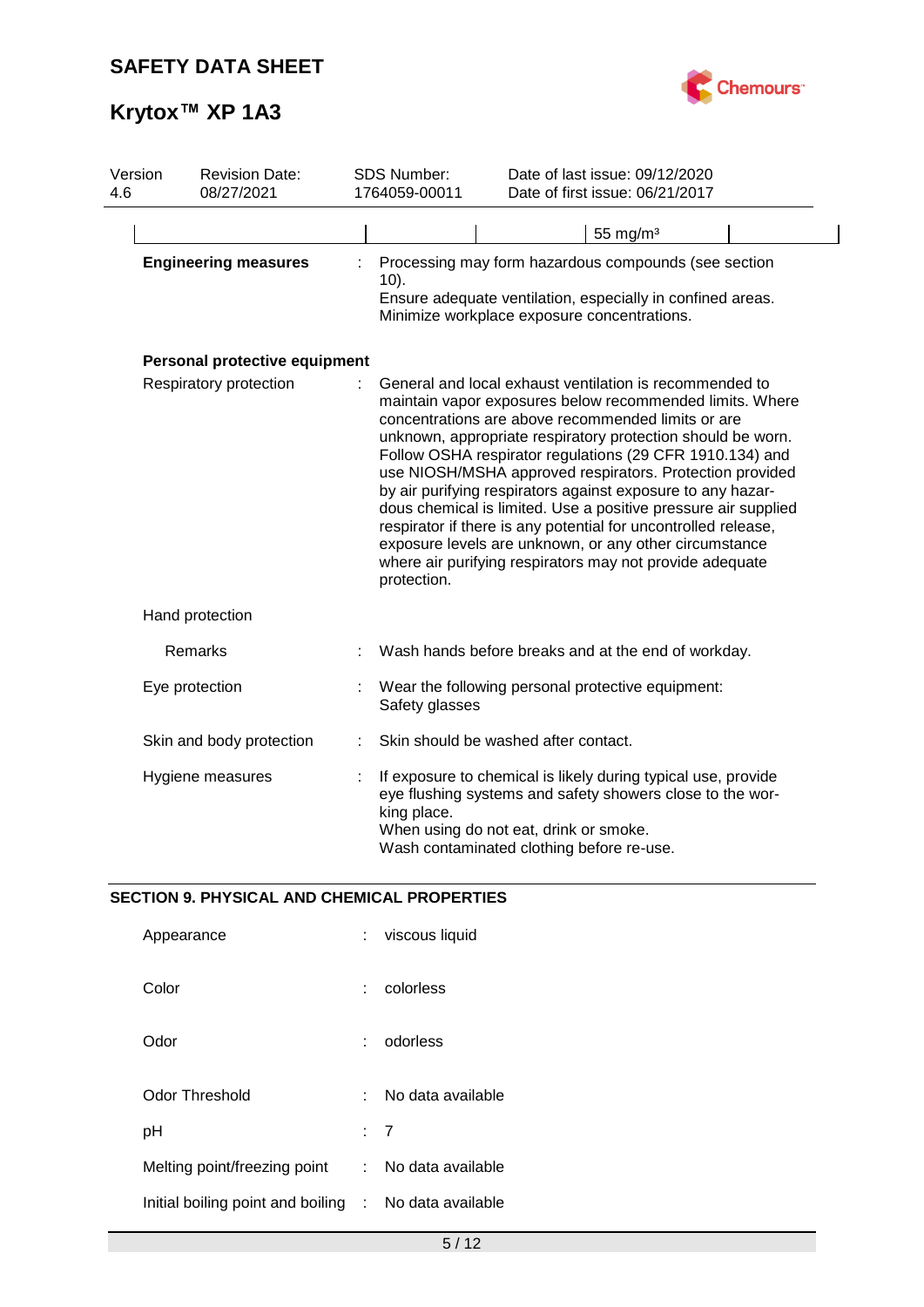| | | | 55 mg/m³ | |
|---|---|---|---|---|

**Engineering measures** : Processing may form hazardous compounds (see section 10).
Ensure adequate ventilation, especially in confined areas.
Minimize workplace exposure concentrations.

**Personal protective equipment**

Respiratory protection : General and local exhaust ventilation is recommended to maintain vapor exposures below recommended limits. Where concentrations are above recommended limits or are unknown, appropriate respiratory protection should be worn. Follow OSHA respirator regulations (29 CFR 1910.134) and use NIOSH/MSHA approved respirators. Protection provided by air purifying respirators against exposure to any hazardous chemical is limited. Use a positive pressure air supplied respirator if there is any potential for uncontrolled release, exposure levels are unknown, or any other circumstance where air purifying respirators may not provide adequate protection.

Hand protection

Remarks : Wash hands before breaks and at the end of workday.

Eye protection : Wear the following personal protective equipment:
Safety glasses

Skin and body protection : Skin should be washed after contact.

Hygiene measures : If exposure to chemical is likely during typical use, provide eye flushing systems and safety showers close to the working place.
When using do not eat, drink or smoke.
Wash contaminated clothing before re-use.

## SECTION 9. PHYSICAL AND CHEMICAL PROPERTIES

Appearance : viscous liquid

Color : colorless

Odor : odorless

Odor Threshold : No data available

pH : 7

Melting point/freezing point : No data available

Initial boiling point and boiling : No data available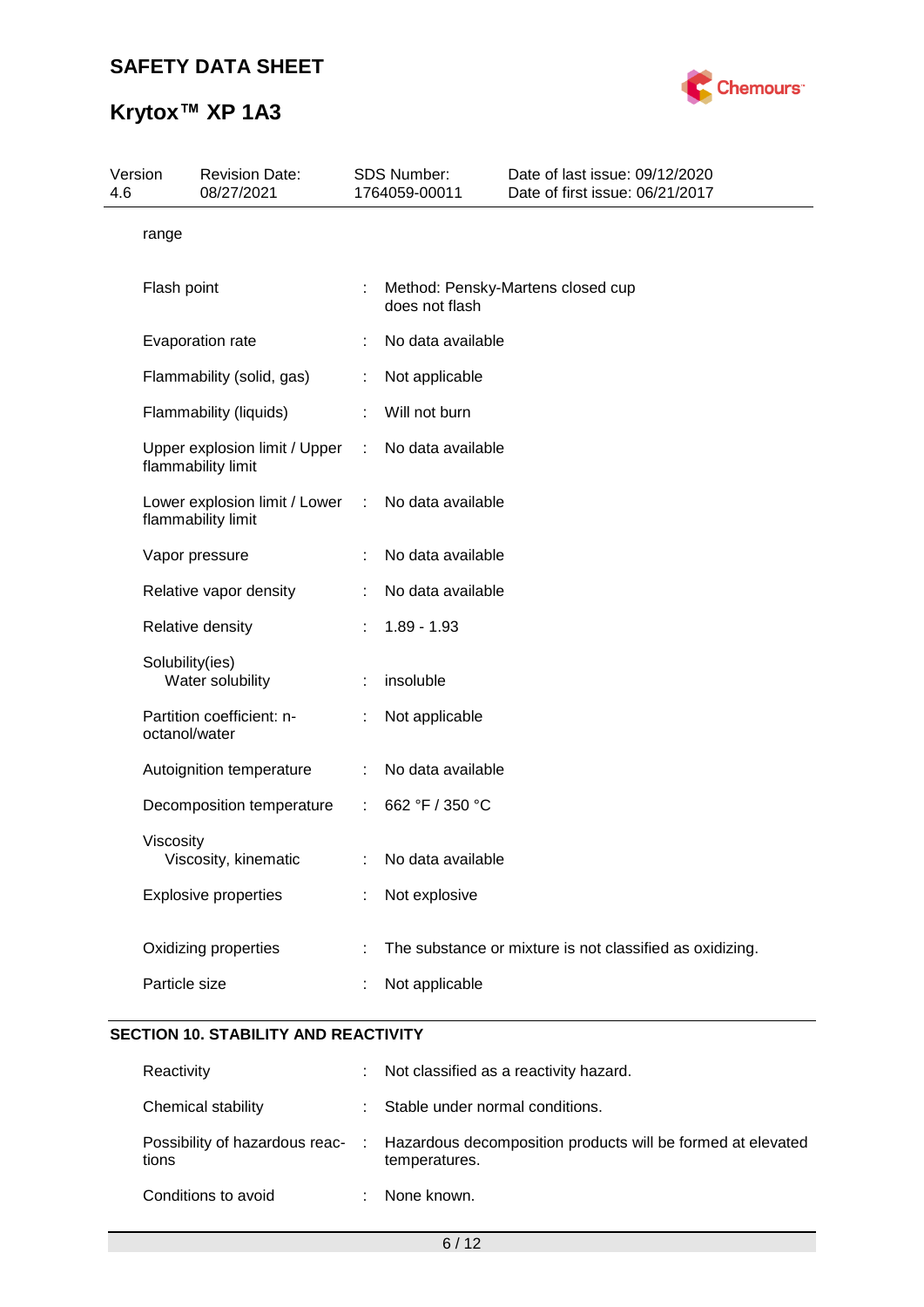range

| | | |
|---|---|---|
| Flash point | : | Method: Pensky-Martens closed cup<br>does not flash |
| Evaporation rate | : | No data available |
| Flammability (solid, gas) | : | Not applicable |
| Flammability (liquids) | : | Will not burn |
| Upper explosion limit / Upper flammability limit | : | No data available |
| Lower explosion limit / Lower flammability limit | : | No data available |
| Vapor pressure | : | No data available |
| Relative vapor density | : | No data available |
| Relative density | : | 1.89 - 1.93 |
| Solubility(ies)<br>Water solubility | : | insoluble |
| Partition coefficient: n-octanol/water | : | Not applicable |
| Autoignition temperature | : | No data available |
| Decomposition temperature | : | 662 °F / 350 °C |
| Viscosity<br>Viscosity, kinematic | : | No data available |
| Explosive properties | : | Not explosive |
| Oxidizing properties | : | The substance or mixture is not classified as oxidizing. |
| Particle size | : | Not applicable |

## SECTION 10. STABILITY AND REACTIVITY

| | | |
|---|---|---|
| Reactivity | : | Not classified as a reactivity hazard. |
| Chemical stability | : | Stable under normal conditions. |
| Possibility of hazardous reactions | : | Hazardous decomposition products will be formed at elevated temperatures. |
| Conditions to avoid | : | None known. |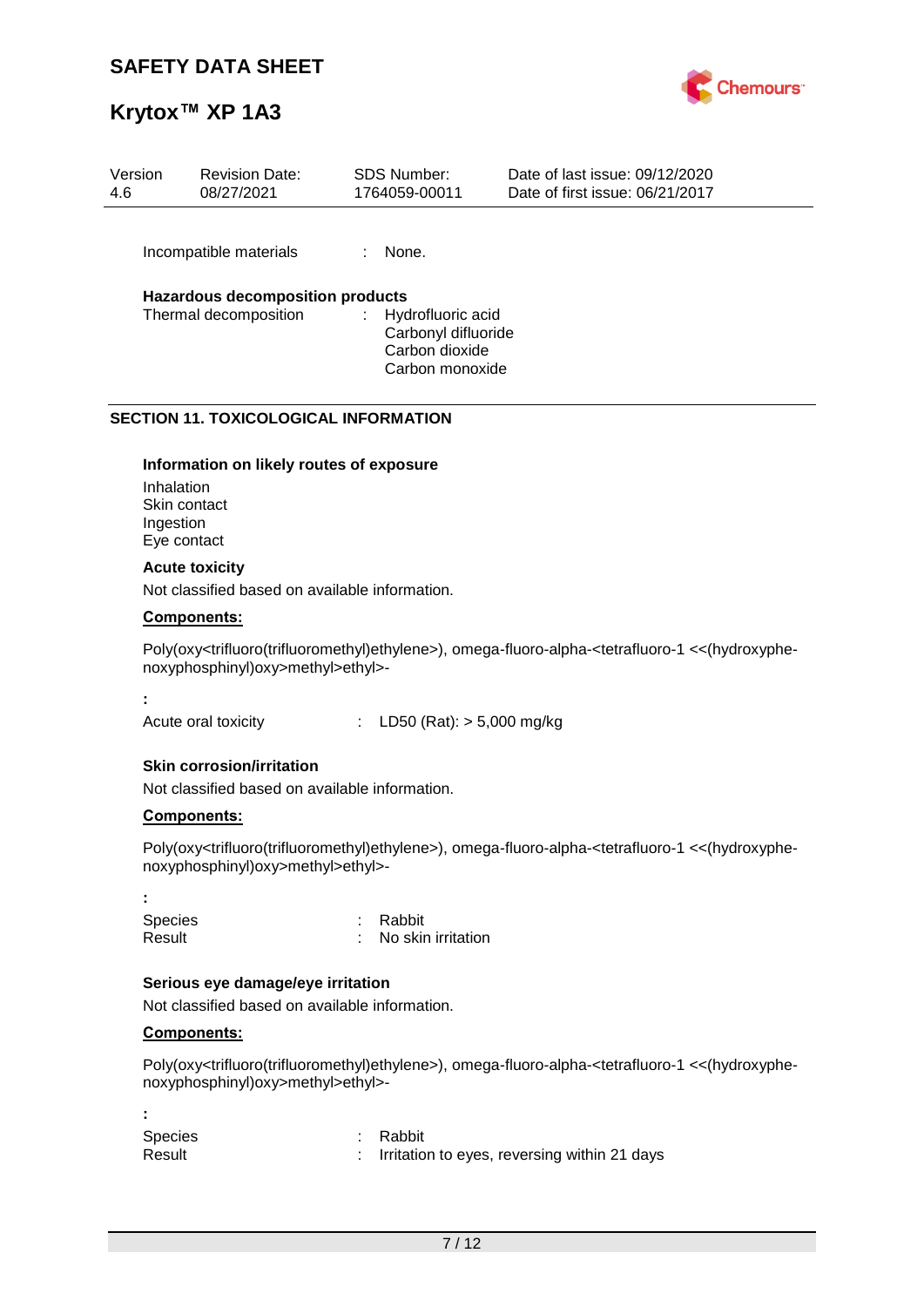Incompatible materials : None.

**Hazardous decomposition products**

Thermal decomposition : Hydrofluoric acid
Carbonyl difluoride
Carbon dioxide
Carbon monoxide

## SECTION 11. TOXICOLOGICAL INFORMATION

**Information on likely routes of exposure**

Inhalation
Skin contact
Ingestion
Eye contact

**Acute toxicity**

Not classified based on available information.

**Components:**

Poly(oxy<trifluoro(trifluoromethyl)ethylene>), omega-fluoro-alpha-<tetrafluoro-1 <<(hydroxyphenoxyphosphinyl)oxy>methyl>ethyl>-

**:**

Acute oral toxicity : LD50 (Rat): > 5,000 mg/kg

**Skin corrosion/irritation**

Not classified based on available information.

**Components:**

Poly(oxy<trifluoro(trifluoromethyl)ethylene>), omega-fluoro-alpha-<tetrafluoro-1 <<(hydroxyphenoxyphosphinyl)oxy>methyl>ethyl>-

**:**

Species : Rabbit
Result : No skin irritation

**Serious eye damage/eye irritation**

Not classified based on available information.

**Components:**

Poly(oxy<trifluoro(trifluoromethyl)ethylene>), omega-fluoro-alpha-<tetrafluoro-1 <<(hydroxyphenoxyphosphinyl)oxy>methyl>ethyl>-

**:**

Species : Rabbit
Result : Irritation to eyes, reversing within 21 days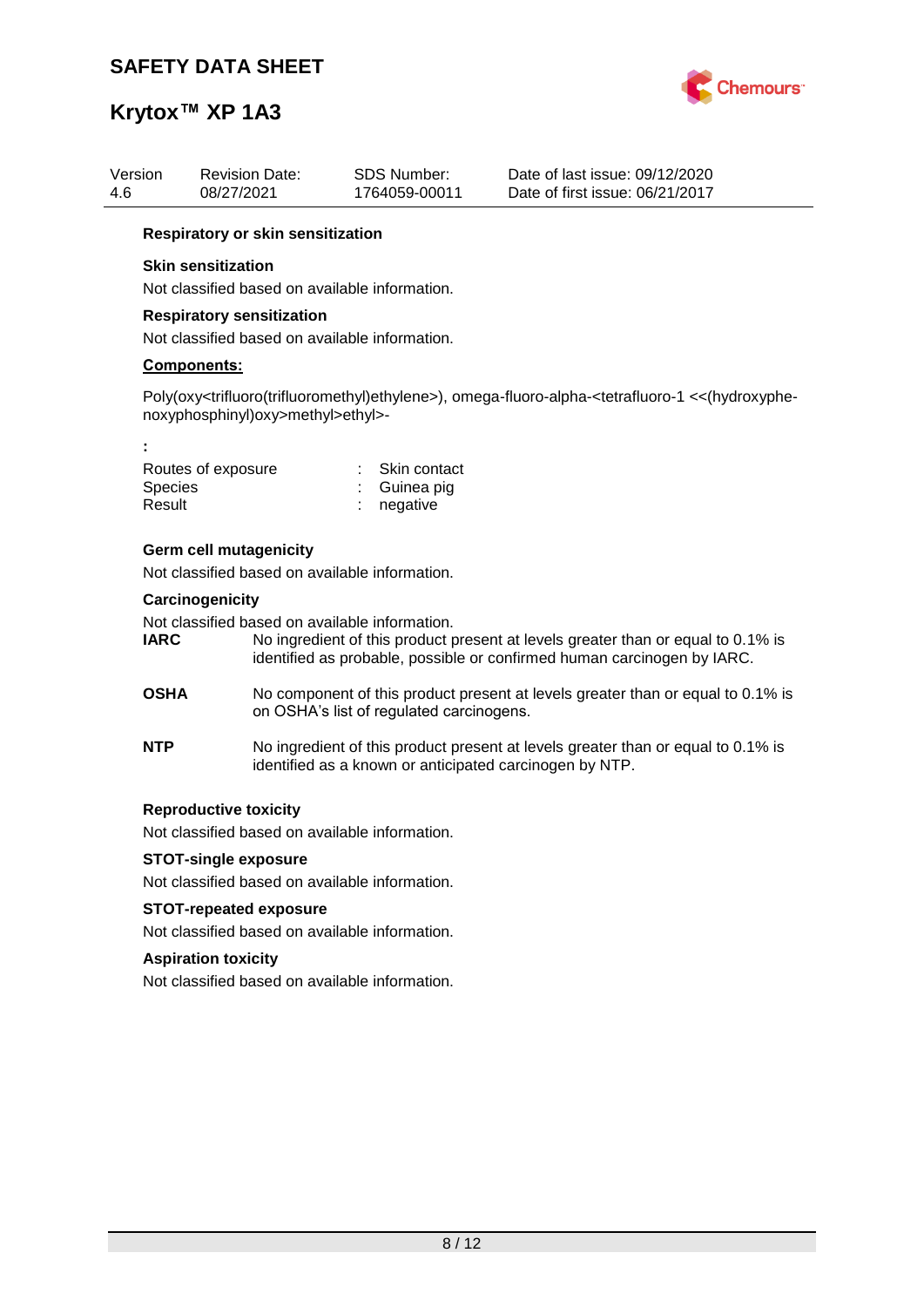### Respiratory or skin sensitization

**Skin sensitization**

Not classified based on available information.

**Respiratory sensitization**

Not classified based on available information.

**<u>Components:</u>**

Poly(oxy<trifluoro(trifluoromethyl)ethylene>), omega-fluoro-alpha-<tetrafluoro-1 <<(hydroxyphenoxyphosphinyl)oxy>methyl>ethyl>-

**:**

| | | |
|---|---|---|
| Routes of exposure | : | Skin contact |
| Species | : | Guinea pig |
| Result | : | negative |

**Germ cell mutagenicity**

Not classified based on available information.

**Carcinogenicity**

Not classified based on available information.

**IARC** No ingredient of this product present at levels greater than or equal to 0.1% is identified as probable, possible or confirmed human carcinogen by IARC.

**OSHA** No component of this product present at levels greater than or equal to 0.1% is on OSHA's list of regulated carcinogens.

**NTP** No ingredient of this product present at levels greater than or equal to 0.1% is identified as a known or anticipated carcinogen by NTP.

**Reproductive toxicity**

Not classified based on available information.

**STOT-single exposure**

Not classified based on available information.

**STOT-repeated exposure**

Not classified based on available information.

**Aspiration toxicity**

Not classified based on available information.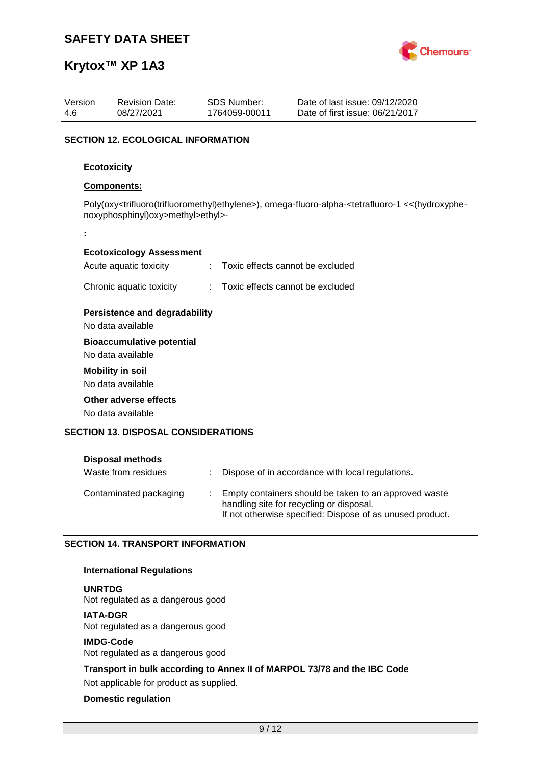## SECTION 12. ECOLOGICAL INFORMATION

### Ecotoxicity

**Components:**

Poly(oxy<trifluoro(trifluoromethyl)ethylene>), omega-fluoro-alpha-<tetrafluoro-1 <<(hydroxyphenoxyphosphinyl)oxy>methyl>ethyl>-

:

**Ecotoxicology Assessment**

| | |
|---|---|
| Acute aquatic toxicity | : Toxic effects cannot be excluded |
| Chronic aquatic toxicity | : Toxic effects cannot be excluded |

**Persistence and degradability**

No data available

**Bioaccumulative potential**

No data available

**Mobility in soil**

No data available

**Other adverse effects**

No data available

## SECTION 13. DISPOSAL CONSIDERATIONS

**Disposal methods**

| | |
|---|---|
| Waste from residues | : Dispose of in accordance with local regulations. |
| Contaminated packaging | : Empty containers should be taken to an approved waste handling site for recycling or disposal. If not otherwise specified: Dispose of as unused product. |

## SECTION 14. TRANSPORT INFORMATION

**International Regulations**

**UNRTDG**

Not regulated as a dangerous good

**IATA-DGR**

Not regulated as a dangerous good

**IMDG-Code**

Not regulated as a dangerous good

**Transport in bulk according to Annex II of MARPOL 73/78 and the IBC Code**

Not applicable for product as supplied.

**Domestic regulation**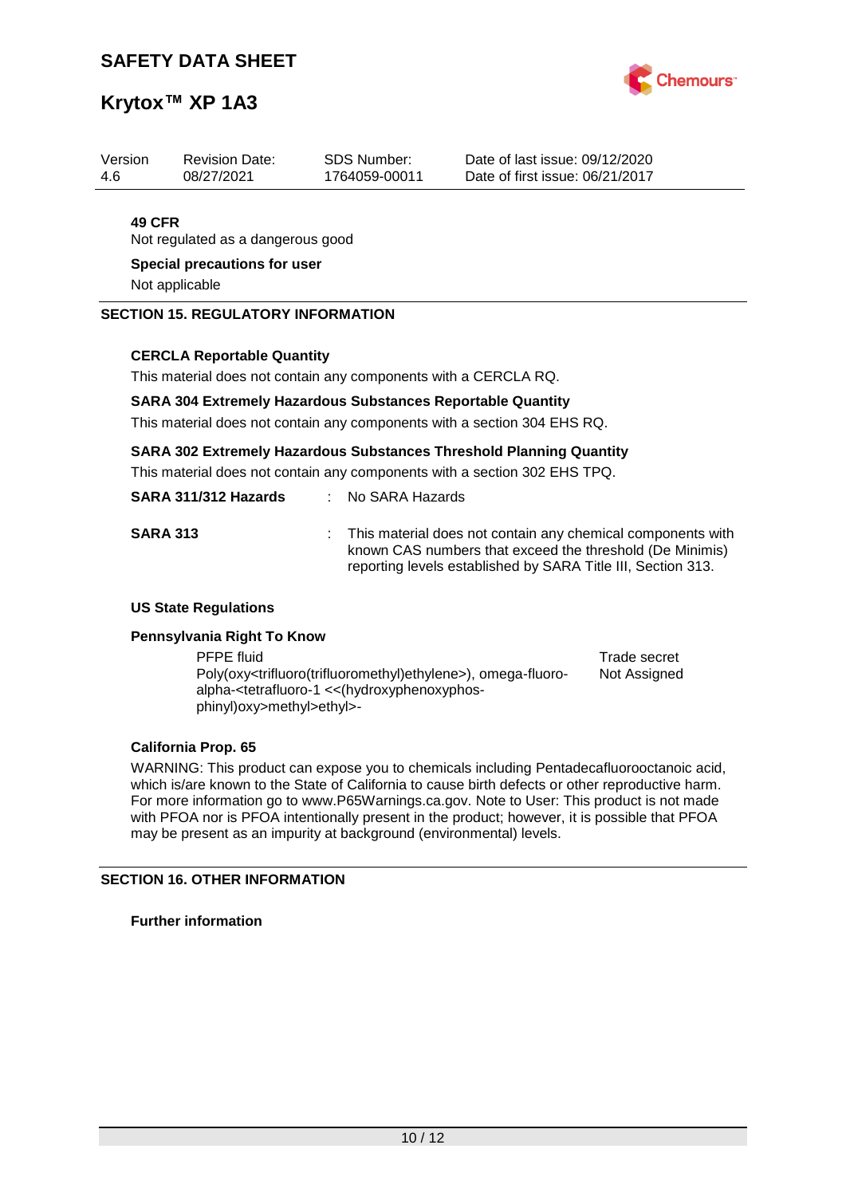**49 CFR**

Not regulated as a dangerous good

**Special precautions for user**

Not applicable

## SECTION 15. REGULATORY INFORMATION

**CERCLA Reportable Quantity**

This material does not contain any components with a CERCLA RQ.

**SARA 304 Extremely Hazardous Substances Reportable Quantity**

This material does not contain any components with a section 304 EHS RQ.

**SARA 302 Extremely Hazardous Substances Threshold Planning Quantity**

This material does not contain any components with a section 302 EHS TPQ.

**SARA 311/312 Hazards** : No SARA Hazards

**SARA 313** : This material does not contain any chemical components with known CAS numbers that exceed the threshold (De Minimis) reporting levels established by SARA Title III, Section 313.

**US State Regulations**

**Pennsylvania Right To Know**

| | |
|---|---|
| PFPE fluid | Trade secret |
| Poly(oxy<trifluoro(trifluoromethyl)ethylene>), omega-fluoro-alpha-<tetrafluoro-1 <<(hydroxyphenoxyphos-phinyl)oxy>methyl>ethyl>- | Not Assigned |

**California Prop. 65**

WARNING: This product can expose you to chemicals including Pentadecafluorooctanoic acid, which is/are known to the State of California to cause birth defects or other reproductive harm. For more information go to www.P65Warnings.ca.gov. Note to User: This product is not made with PFOA nor is PFOA intentionally present in the product; however, it is possible that PFOA may be present as an impurity at background (environmental) levels.

## SECTION 16. OTHER INFORMATION

**Further information**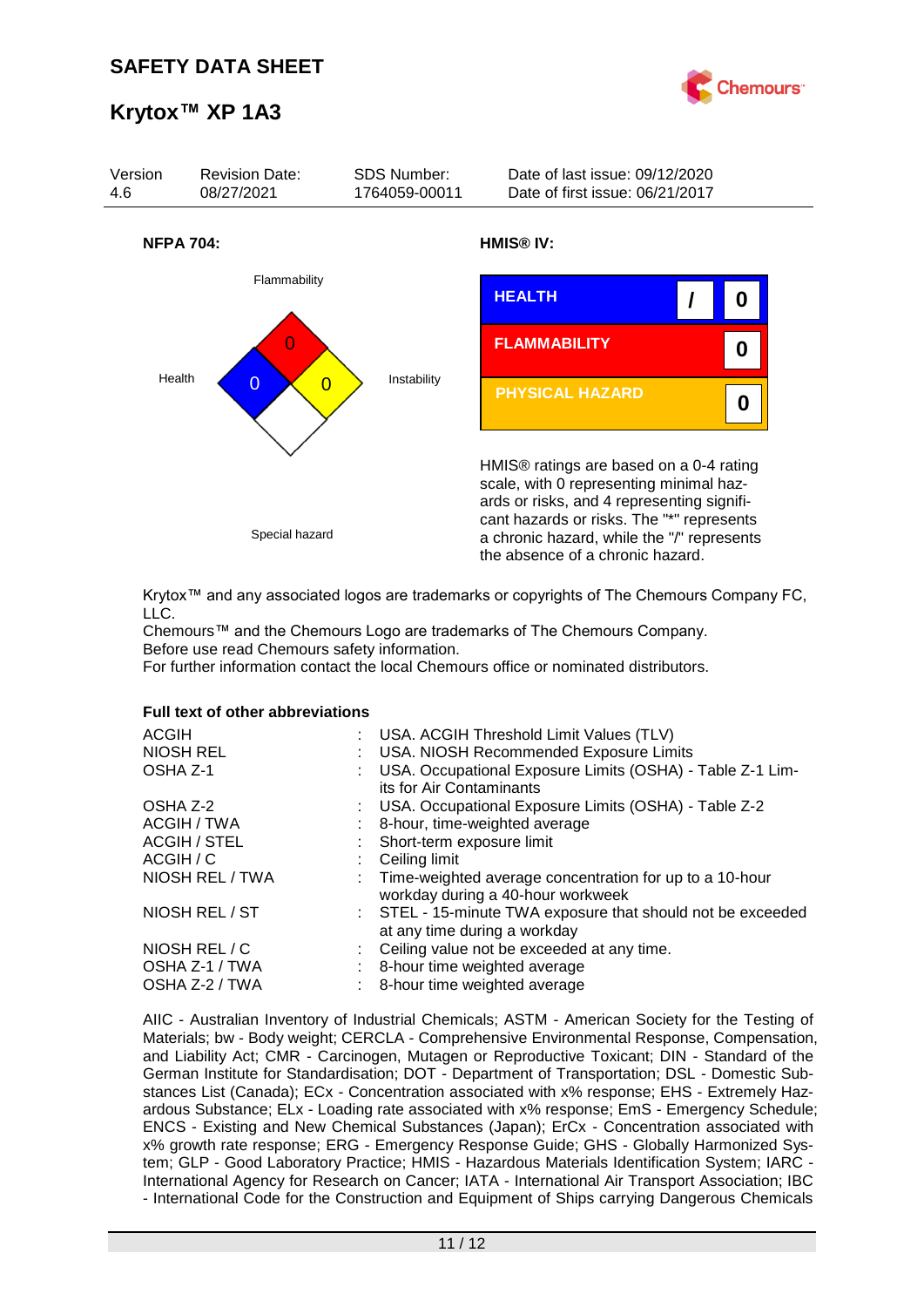# SAFETY DATA SHEET

# Krytox™ XP 1A3

| Version | Revision Date: | SDS Number: | Date of last issue: 09/12/2020 |
|---|---|---|---|
| 4.6 | 08/27/2021 | 1764059-00011 | Date of first issue: 06/21/2017 |

**NFPA 704:**

Flammability: 0
Health: 0
Instability: 0
Special hazard

**HMIS® IV:**

| | | |
|---|---|---|
| HEALTH | / | 0 |
| FLAMMABILITY | | 0 |
| PHYSICAL HAZARD | | 0 |

HMIS® ratings are based on a 0-4 rating scale, with 0 representing minimal hazards or risks, and 4 representing significant hazards or risks. The "*" represents a chronic hazard, while the "/" represents the absence of a chronic hazard.

Krytox™ and any associated logos are trademarks or copyrights of The Chemours Company FC, LLC.
Chemours™ and the Chemours Logo are trademarks of The Chemours Company.
Before use read Chemours safety information.
For further information contact the local Chemours office or nominated distributors.

**Full text of other abbreviations**

| | | |
|---|---|---|
| ACGIH | : | USA. ACGIH Threshold Limit Values (TLV) |
| NIOSH REL | : | USA. NIOSH Recommended Exposure Limits |
| OSHA Z-1 | : | USA. Occupational Exposure Limits (OSHA) - Table Z-1 Limits for Air Contaminants |
| OSHA Z-2 | : | USA. Occupational Exposure Limits (OSHA) - Table Z-2 |
| ACGIH / TWA | : | 8-hour, time-weighted average |
| ACGIH / STEL | : | Short-term exposure limit |
| ACGIH / C | : | Ceiling limit |
| NIOSH REL / TWA | : | Time-weighted average concentration for up to a 10-hour workday during a 40-hour workweek |
| NIOSH REL / ST | : | STEL - 15-minute TWA exposure that should not be exceeded at any time during a workday |
| NIOSH REL / C | : | Ceiling value not be exceeded at any time. |
| OSHA Z-1 / TWA | : | 8-hour time weighted average |
| OSHA Z-2 / TWA | : | 8-hour time weighted average |

AIIC - Australian Inventory of Industrial Chemicals; ASTM - American Society for the Testing of Materials; bw - Body weight; CERCLA - Comprehensive Environmental Response, Compensation, and Liability Act; CMR - Carcinogen, Mutagen or Reproductive Toxicant; DIN - Standard of the German Institute for Standardisation; DOT - Department of Transportation; DSL - Domestic Substances List (Canada); ECx - Concentration associated with x% response; EHS - Extremely Hazardous Substance; ELx - Loading rate associated with x% response; EmS - Emergency Schedule; ENCS - Existing and New Chemical Substances (Japan); ErCx - Concentration associated with x% growth rate response; ERG - Emergency Response Guide; GHS - Globally Harmonized System; GLP - Good Laboratory Practice; HMIS - Hazardous Materials Identification System; IARC - International Agency for Research on Cancer; IATA - International Air Transport Association; IBC - International Code for the Construction and Equipment of Ships carrying Dangerous Chemicals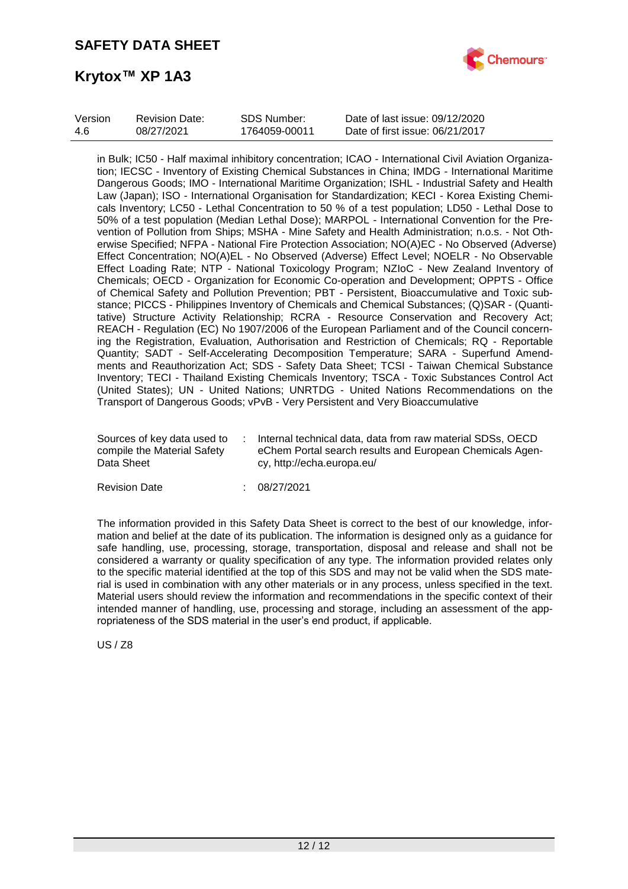in Bulk; IC50 - Half maximal inhibitory concentration; ICAO - International Civil Aviation Organization; IECSC - Inventory of Existing Chemical Substances in China; IMDG - International Maritime Dangerous Goods; IMO - International Maritime Organization; ISHL - Industrial Safety and Health Law (Japan); ISO - International Organisation for Standardization; KECI - Korea Existing Chemicals Inventory; LC50 - Lethal Concentration to 50 % of a test population; LD50 - Lethal Dose to 50% of a test population (Median Lethal Dose); MARPOL - International Convention for the Prevention of Pollution from Ships; MSHA - Mine Safety and Health Administration; n.o.s. - Not Otherwise Specified; NFPA - National Fire Protection Association; NO(A)EC - No Observed (Adverse) Effect Concentration; NO(A)EL - No Observed (Adverse) Effect Level; NOELR - No Observable Effect Loading Rate; NTP - National Toxicology Program; NZIoC - New Zealand Inventory of Chemicals; OECD - Organization for Economic Co-operation and Development; OPPTS - Office of Chemical Safety and Pollution Prevention; PBT - Persistent, Bioaccumulative and Toxic substance; PICCS - Philippines Inventory of Chemicals and Chemical Substances; (Q)SAR - (Quantitative) Structure Activity Relationship; RCRA - Resource Conservation and Recovery Act; REACH - Regulation (EC) No 1907/2006 of the European Parliament and of the Council concerning the Registration, Evaluation, Authorisation and Restriction of Chemicals; RQ - Reportable Quantity; SADT - Self-Accelerating Decomposition Temperature; SARA - Superfund Amendments and Reauthorization Act; SDS - Safety Data Sheet; TCSI - Taiwan Chemical Substance Inventory; TECI - Thailand Existing Chemicals Inventory; TSCA - Toxic Substances Control Act (United States); UN - United Nations; UNRTDG - United Nations Recommendations on the Transport of Dangerous Goods; vPvB - Very Persistent and Very Bioaccumulative

Sources of key data used to compile the Material Safety Data Sheet : Internal technical data, data from raw material SDSs, OECD eChem Portal search results and European Chemicals Agency, http://echa.europa.eu/

Revision Date : 08/27/2021

The information provided in this Safety Data Sheet is correct to the best of our knowledge, information and belief at the date of its publication. The information is designed only as a guidance for safe handling, use, processing, storage, transportation, disposal and release and shall not be considered a warranty or quality specification of any type. The information provided relates only to the specific material identified at the top of this SDS and may not be valid when the SDS material is used in combination with any other materials or in any process, unless specified in the text. Material users should review the information and recommendations in the specific context of their intended manner of handling, use, processing and storage, including an assessment of the appropriateness of the SDS material in the user's end product, if applicable.

US / Z8